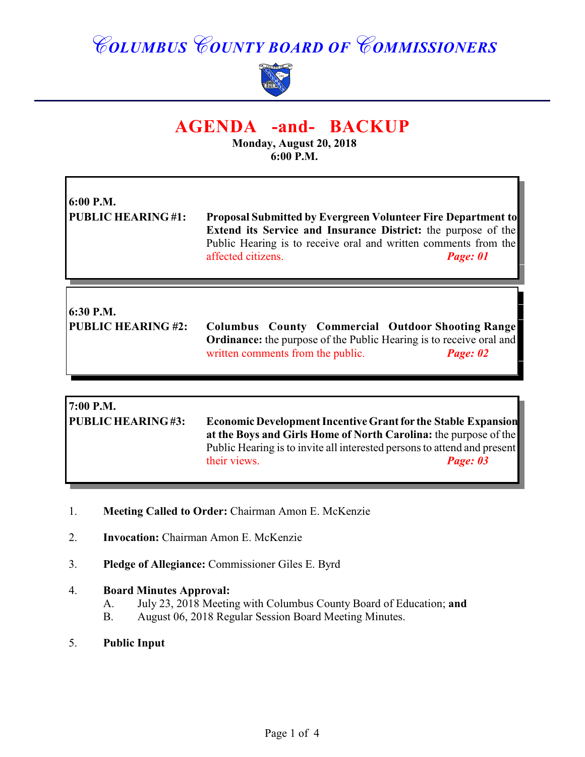# COLUMBUS COUNTY BOARD OF COMMISSIONERS

## AGENDA -and- BACKUP

**Monday, August 20, 2018**
**6:00 P.M.**

**6:00 P.M.**
**PUBLIC HEARING #1:** **Proposal Submitted by Evergreen Volunteer Fire Department to Extend its Service and Insurance District:** the purpose of the Public Hearing is to receive oral and written comments from the affected citizens. ***Page: 01***

**6:30 P.M.**
**PUBLIC HEARING #2:** **Columbus County Commercial Outdoor Shooting Range Ordinance:** the purpose of the Public Hearing is to receive oral and written comments from the public. ***Page: 02***

**7:00 P.M.**
**PUBLIC HEARING #3:** **Economic Development Incentive Grant for the Stable Expansion at the Boys and Girls Home of North Carolina:** the purpose of the Public Hearing is to invite all interested persons to attend and present their views. ***Page: 03***

1. **Meeting Called to Order:** Chairman Amon E. McKenzie
2. **Invocation:** Chairman Amon E. McKenzie
3. **Pledge of Allegiance:** Commissioner Giles E. Byrd
4. **Board Minutes Approval:**
   - A. July 23, 2018 Meeting with Columbus County Board of Education; **and**
   - B. August 06, 2018 Regular Session Board Meeting Minutes.
5. **Public Input**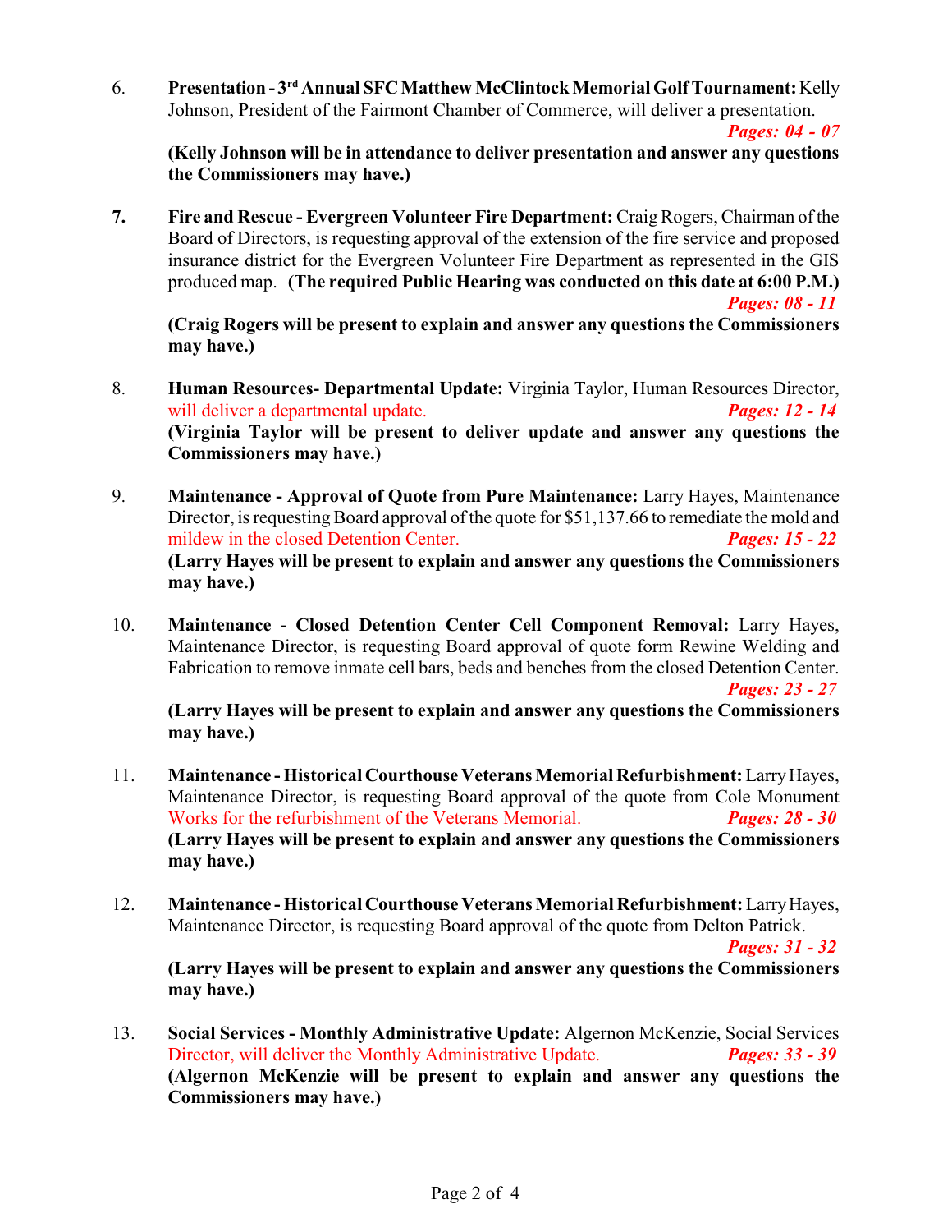6. **Presentation - 3rd Annual SFC Matthew McClintock Memorial Golf Tournament:** Kelly Johnson, President of the Fairmont Chamber of Commerce, will deliver a presentation. ***Pages: 04 - 07***
   **(Kelly Johnson will be in attendance to deliver presentation and answer any questions the Commissioners may have.)**

7. **Fire and Rescue - Evergreen Volunteer Fire Department:** Craig Rogers, Chairman of the Board of Directors, is requesting approval of the extension of the fire service and proposed insurance district for the Evergreen Volunteer Fire Department as represented in the GIS produced map. **(The required Public Hearing was conducted on this date at 6:00 P.M.)** ***Pages: 08 - 11***
   **(Craig Rogers will be present to explain and answer any questions the Commissioners may have.)**

8. **Human Resources- Departmental Update:** Virginia Taylor, Human Resources Director, will deliver a departmental update. ***Pages: 12 - 14***
   **(Virginia Taylor will be present to deliver update and answer any questions the Commissioners may have.)**

9. **Maintenance - Approval of Quote from Pure Maintenance:** Larry Hayes, Maintenance Director, is requesting Board approval of the quote for $51,137.66 to remediate the mold and mildew in the closed Detention Center. ***Pages: 15 - 22***
   **(Larry Hayes will be present to explain and answer any questions the Commissioners may have.)**

10. **Maintenance - Closed Detention Center Cell Component Removal:** Larry Hayes, Maintenance Director, is requesting Board approval of quote form Rewine Welding and Fabrication to remove inmate cell bars, beds and benches from the closed Detention Center. ***Pages: 23 - 27***
    **(Larry Hayes will be present to explain and answer any questions the Commissioners may have.)**

11. **Maintenance - Historical Courthouse Veterans Memorial Refurbishment:** Larry Hayes, Maintenance Director, is requesting Board approval of the quote from Cole Monument Works for the refurbishment of the Veterans Memorial. ***Pages: 28 - 30***
    **(Larry Hayes will be present to explain and answer any questions the Commissioners may have.)**

12. **Maintenance - Historical Courthouse Veterans Memorial Refurbishment:** Larry Hayes, Maintenance Director, is requesting Board approval of the quote from Delton Patrick. ***Pages: 31 - 32***
    **(Larry Hayes will be present to explain and answer any questions the Commissioners may have.)**

13. **Social Services - Monthly Administrative Update:** Algernon McKenzie, Social Services Director, will deliver the Monthly Administrative Update. ***Pages: 33 - 39***
    **(Algernon McKenzie will be present to explain and answer any questions the Commissioners may have.)**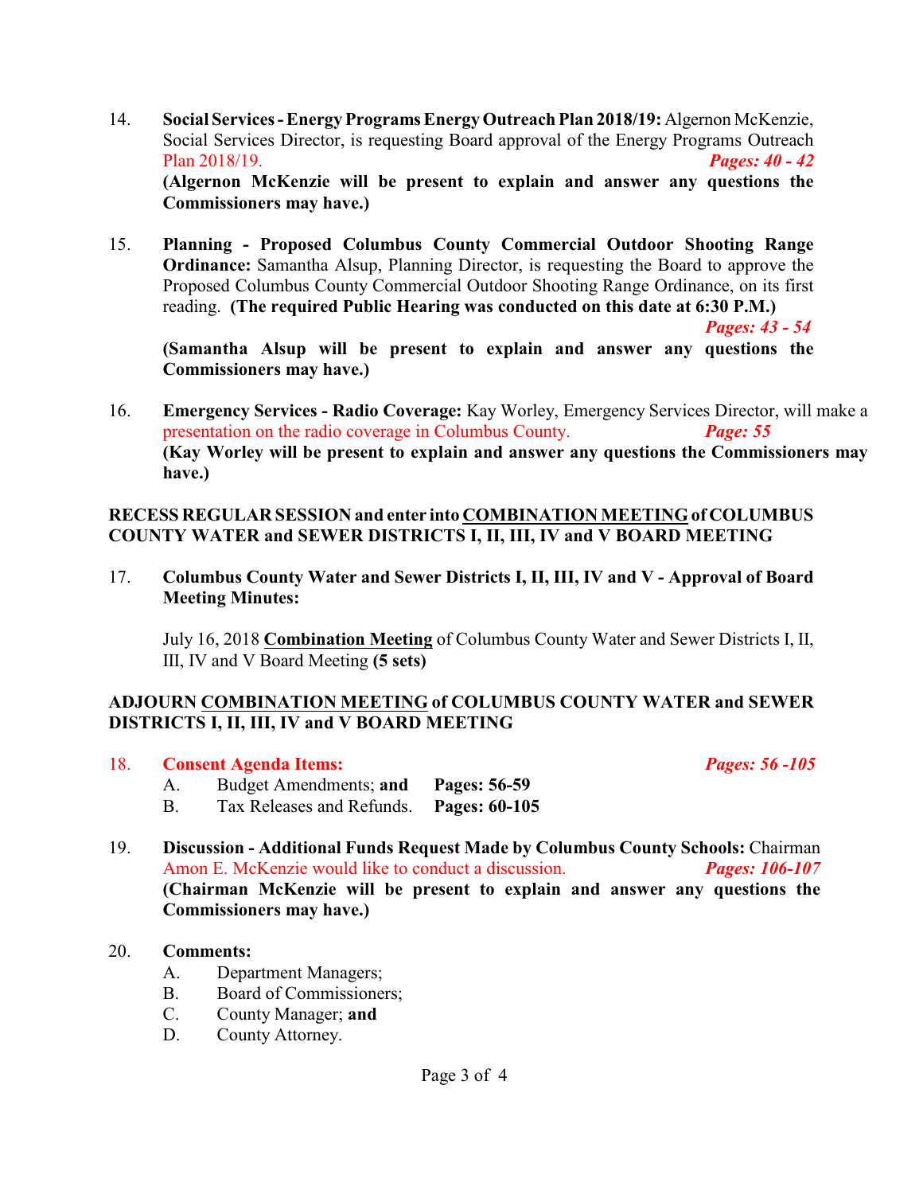14. **Social Services - Energy Programs Energy Outreach Plan 2018/19:** Algernon McKenzie, Social Services Director, is requesting Board approval of the Energy Programs Outreach Plan 2018/19. ***Pages: 40 - 42***
**(Algernon McKenzie will be present to explain and answer any questions the Commissioners may have.)**

15. **Planning - Proposed Columbus County Commercial Outdoor Shooting Range Ordinance:** Samantha Alsup, Planning Director, is requesting the Board to approve the Proposed Columbus County Commercial Outdoor Shooting Range Ordinance, on its first reading. **(The required Public Hearing was conducted on this date at 6:30 P.M.)** ***Pages: 43 - 54***
**(Samantha Alsup will be present to explain and answer any questions the Commissioners may have.)**

16. **Emergency Services - Radio Coverage:** Kay Worley, Emergency Services Director, will make a presentation on the radio coverage in Columbus County. ***Page: 55***
**(Kay Worley will be present to explain and answer any questions the Commissioners may have.)**

**RECESS REGULAR SESSION and enter into <u>COMBINATION MEETING</u> of COLUMBUS COUNTY WATER and SEWER DISTRICTS I, II, III, IV and V BOARD MEETING**

17. **Columbus County Water and Sewer Districts I, II, III, IV and V - Approval of Board Meeting Minutes:**

    July 16, 2018 **<u>Combination Meeting</u>** of Columbus County Water and Sewer Districts I, II, III, IV and V Board Meeting **(5 sets)**

**ADJOURN <u>COMBINATION MEETING</u> of COLUMBUS COUNTY WATER and SEWER DISTRICTS I, II, III, IV and V BOARD MEETING**

18. **Consent Agenda Items:** ***Pages: 56 -105***
    - A. Budget Amendments; **and** **Pages: 56-59**
    - B. Tax Releases and Refunds. **Pages: 60-105**

19. **Discussion - Additional Funds Request Made by Columbus County Schools:** Chairman Amon E. McKenzie would like to conduct a discussion. ***Pages: 106-107***
**(Chairman McKenzie will be present to explain and answer any questions the Commissioners may have.)**

20. **Comments:**
    - A. Department Managers;
    - B. Board of Commissioners;
    - C. County Manager; **and**
    - D. County Attorney.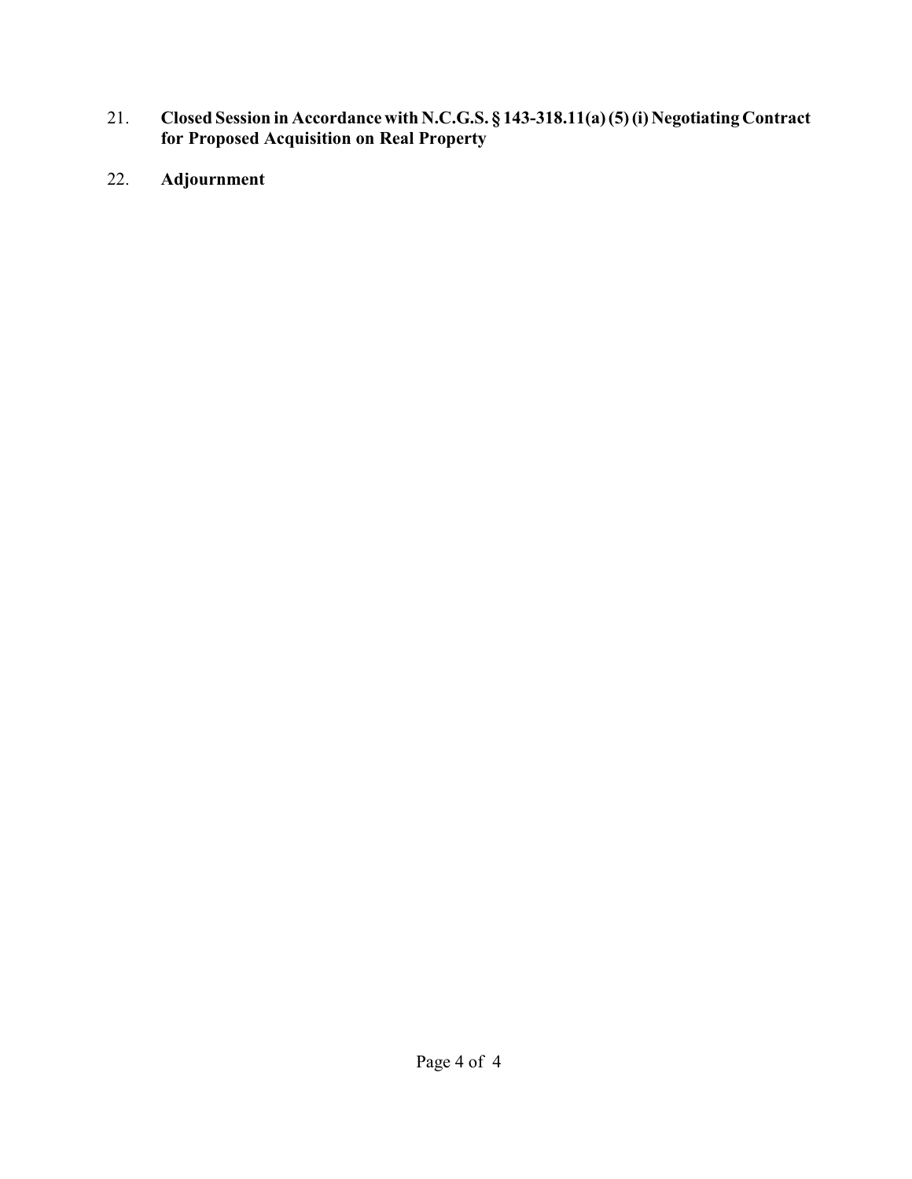21. **Closed Session in Accordance with N.C.G.S. § 143-318.11(a) (5) (i) Negotiating Contract for Proposed Acquisition on Real Property**

22. **Adjournment**